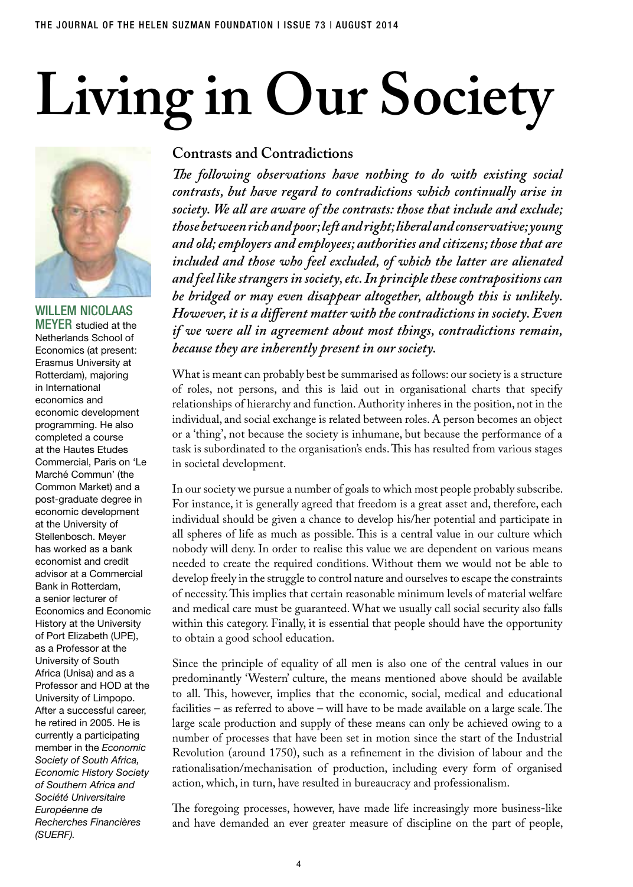# Living in Our Society

**WILLEM NICOLAAS MEYER** studied at the Netherlands School of Economics (at present: Erasmus University at Rotterdam), majoring in International economics and economic development programming. He also completed a course at the Hautes Etudes Commercial, Paris on 'Le Marché Commun' (the Common Market) and a post-graduate degree in economic development at the University of Stellenbosch. Meyer has worked as a bank economist and credit advisor at a Commercial Bank in Rotterdam, a senior lecturer of Economics and Economic History at the University of Port Elizabeth (UPE), as a Professor at the University of South Africa (Unisa) and as a Professor and HOD at the University of Limpopo. After a successful career, he retired in 2005. He is currently a participating member in the *Economic Society of South Africa, Economic History Society of Southern Africa and Société Universitaire Européenne de Recherches Financières (SUERF).*

## Contrasts and Contradictions

***The following observations have nothing to do with existing social contrasts, but have regard to contradictions which continually arise in society. We all are aware of the contrasts: those that include and exclude; those between rich and poor; left and right; liberal and conservative; young and old; employers and employees; authorities and citizens; those that are included and those who feel excluded, of which the latter are alienated and feel like strangers in society, etc. In principle these contrapositions can be bridged or may even disappear altogether, although this is unlikely. However, it is a different matter with the contradictions in society. Even if we were all in agreement about most things, contradictions remain, because they are inherently present in our society.***

What is meant can probably best be summarised as follows: our society is a structure of roles, not persons, and this is laid out in organisational charts that specify relationships of hierarchy and function. Authority inheres in the position, not in the individual, and social exchange is related between roles. A person becomes an object or a 'thing', not because the society is inhumane, but because the performance of a task is subordinated to the organisation's ends. This has resulted from various stages in societal development.

In our society we pursue a number of goals to which most people probably subscribe. For instance, it is generally agreed that freedom is a great asset and, therefore, each individual should be given a chance to develop his/her potential and participate in all spheres of life as much as possible. This is a central value in our culture which nobody will deny. In order to realise this value we are dependent on various means needed to create the required conditions. Without them we would not be able to develop freely in the struggle to control nature and ourselves to escape the constraints of necessity. This implies that certain reasonable minimum levels of material welfare and medical care must be guaranteed. What we usually call social security also falls within this category. Finally, it is essential that people should have the opportunity to obtain a good school education.

Since the principle of equality of all men is also one of the central values in our predominantly 'Western' culture, the means mentioned above should be available to all. This, however, implies that the economic, social, medical and educational facilities – as referred to above – will have to be made available on a large scale. The large scale production and supply of these means can only be achieved owing to a number of processes that have been set in motion since the start of the Industrial Revolution (around 1750), such as a refinement in the division of labour and the rationalisation/mechanisation of production, including every form of organised action, which, in turn, have resulted in bureaucracy and professionalism.

The foregoing processes, however, have made life increasingly more business-like and have demanded an ever greater measure of discipline on the part of people,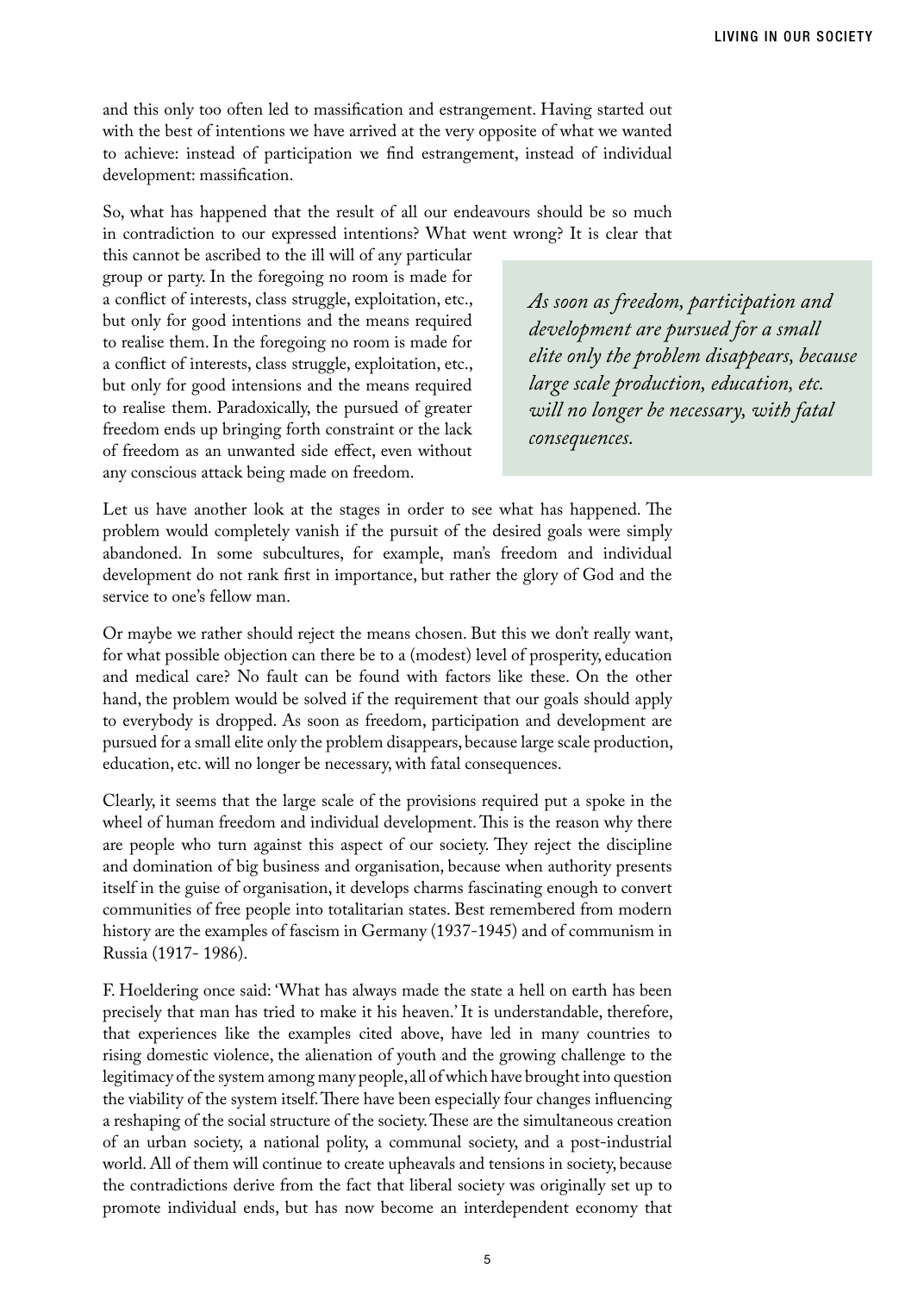and this only too often led to massification and estrangement. Having started out with the best of intentions we have arrived at the very opposite of what we wanted to achieve: instead of participation we find estrangement, instead of individual development: massification.

So, what has happened that the result of all our endeavours should be so much in contradiction to our expressed intentions? What went wrong? It is clear that this cannot be ascribed to the ill will of any particular group or party. In the foregoing no room is made for a conflict of interests, class struggle, exploitation, etc., but only for good intentions and the means required to realise them. In the foregoing no room is made for a conflict of interests, class struggle, exploitation, etc., but only for good intensions and the means required to realise them. Paradoxically, the pursued of greater freedom ends up bringing forth constraint or the lack of freedom as an unwanted side effect, even without any conscious attack being made on freedom.

> *As soon as freedom, participation and development are pursued for a small elite only the problem disappears, because large scale production, education, etc. will no longer be necessary, with fatal consequences.*

Let us have another look at the stages in order to see what has happened. The problem would completely vanish if the pursuit of the desired goals were simply abandoned. In some subcultures, for example, man's freedom and individual development do not rank first in importance, but rather the glory of God and the service to one's fellow man.

Or maybe we rather should reject the means chosen. But this we don't really want, for what possible objection can there be to a (modest) level of prosperity, education and medical care? No fault can be found with factors like these. On the other hand, the problem would be solved if the requirement that our goals should apply to everybody is dropped. As soon as freedom, participation and development are pursued for a small elite only the problem disappears, because large scale production, education, etc. will no longer be necessary, with fatal consequences.

Clearly, it seems that the large scale of the provisions required put a spoke in the wheel of human freedom and individual development. This is the reason why there are people who turn against this aspect of our society. They reject the discipline and domination of big business and organisation, because when authority presents itself in the guise of organisation, it develops charms fascinating enough to convert communities of free people into totalitarian states. Best remembered from modern history are the examples of fascism in Germany (1937-1945) and of communism in Russia (1917- 1986).

F. Hoeldering once said: 'What has always made the state a hell on earth has been precisely that man has tried to make it his heaven.' It is understandable, therefore, that experiences like the examples cited above, have led in many countries to rising domestic violence, the alienation of youth and the growing challenge to the legitimacy of the system among many people, all of which have brought into question the viability of the system itself. There have been especially four changes influencing a reshaping of the social structure of the society. These are the simultaneous creation of an urban society, a national polity, a communal society, and a post-industrial world. All of them will continue to create upheavals and tensions in society, because the contradictions derive from the fact that liberal society was originally set up to promote individual ends, but has now become an interdependent economy that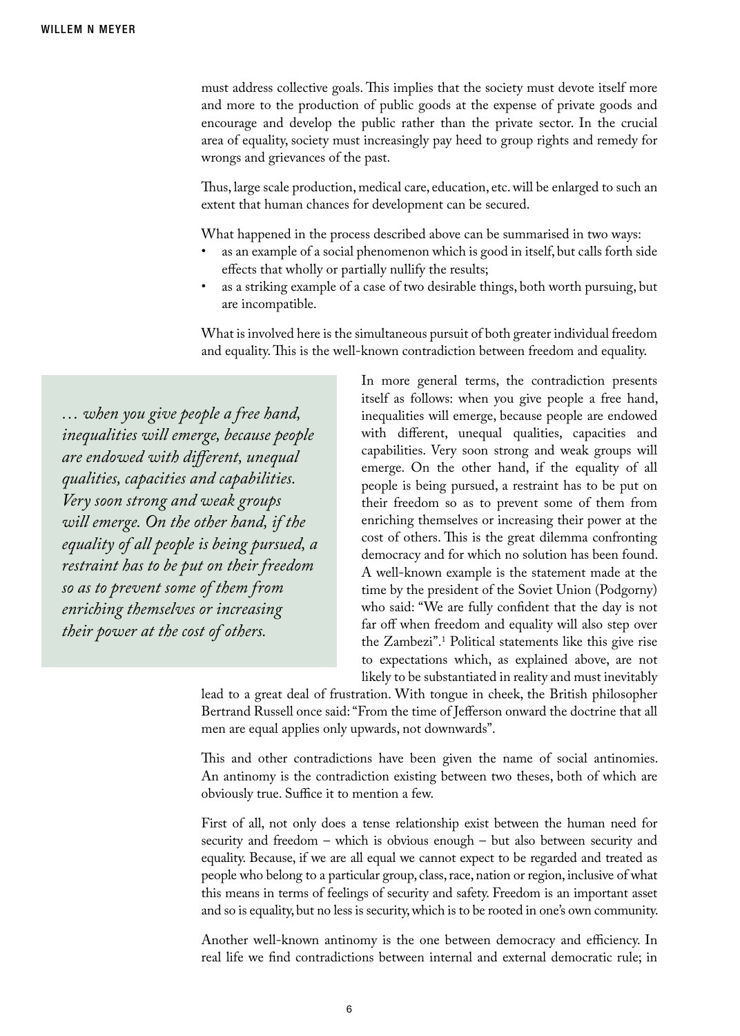must address collective goals. This implies that the society must devote itself more and more to the production of public goods at the expense of private goods and encourage and develop the public rather than the private sector. In the crucial area of equality, society must increasingly pay heed to group rights and remedy for wrongs and grievances of the past.

Thus, large scale production, medical care, education, etc. will be enlarged to such an extent that human chances for development can be secured.

What happened in the process described above can be summarised in two ways:

- as an example of a social phenomenon which is good in itself, but calls forth side effects that wholly or partially nullify the results;
- as a striking example of a case of two desirable things, both worth pursuing, but are incompatible.

What is involved here is the simultaneous pursuit of both greater individual freedom and equality. This is the well-known contradiction between freedom and equality.

> *… when you give people a free hand, inequalities will emerge, because people are endowed with different, unequal qualities, capacities and capabilities. Very soon strong and weak groups will emerge. On the other hand, if the equality of all people is being pursued, a restraint has to be put on their freedom so as to prevent some of them from enriching themselves or increasing their power at the cost of others.*

In more general terms, the contradiction presents itself as follows: when you give people a free hand, inequalities will emerge, because people are endowed with different, unequal qualities, capacities and capabilities. Very soon strong and weak groups will emerge. On the other hand, if the equality of all people is being pursued, a restraint has to be put on their freedom so as to prevent some of them from enriching themselves or increasing their power at the cost of others. This is the great dilemma confronting democracy and for which no solution has been found. A well-known example is the statement made at the time by the president of the Soviet Union (Podgorny) who said: "We are fully confident that the day is not far off when freedom and equality will also step over the Zambezi".[1] Political statements like this give rise to expectations which, as explained above, are not likely to be substantiated in reality and must inevitably lead to a great deal of frustration. With tongue in cheek, the British philosopher Bertrand Russell once said: "From the time of Jefferson onward the doctrine that all men are equal applies only upwards, not downwards".

This and other contradictions have been given the name of social antinomies. An antinomy is the contradiction existing between two theses, both of which are obviously true. Suffice it to mention a few.

First of all, not only does a tense relationship exist between the human need for security and freedom – which is obvious enough – but also between security and equality. Because, if we are all equal we cannot expect to be regarded and treated as people who belong to a particular group, class, race, nation or region, inclusive of what this means in terms of feelings of security and safety. Freedom is an important asset and so is equality, but no less is security, which is to be rooted in one's own community.

Another well-known antinomy is the one between democracy and efficiency. In real life we find contradictions between internal and external democratic rule; in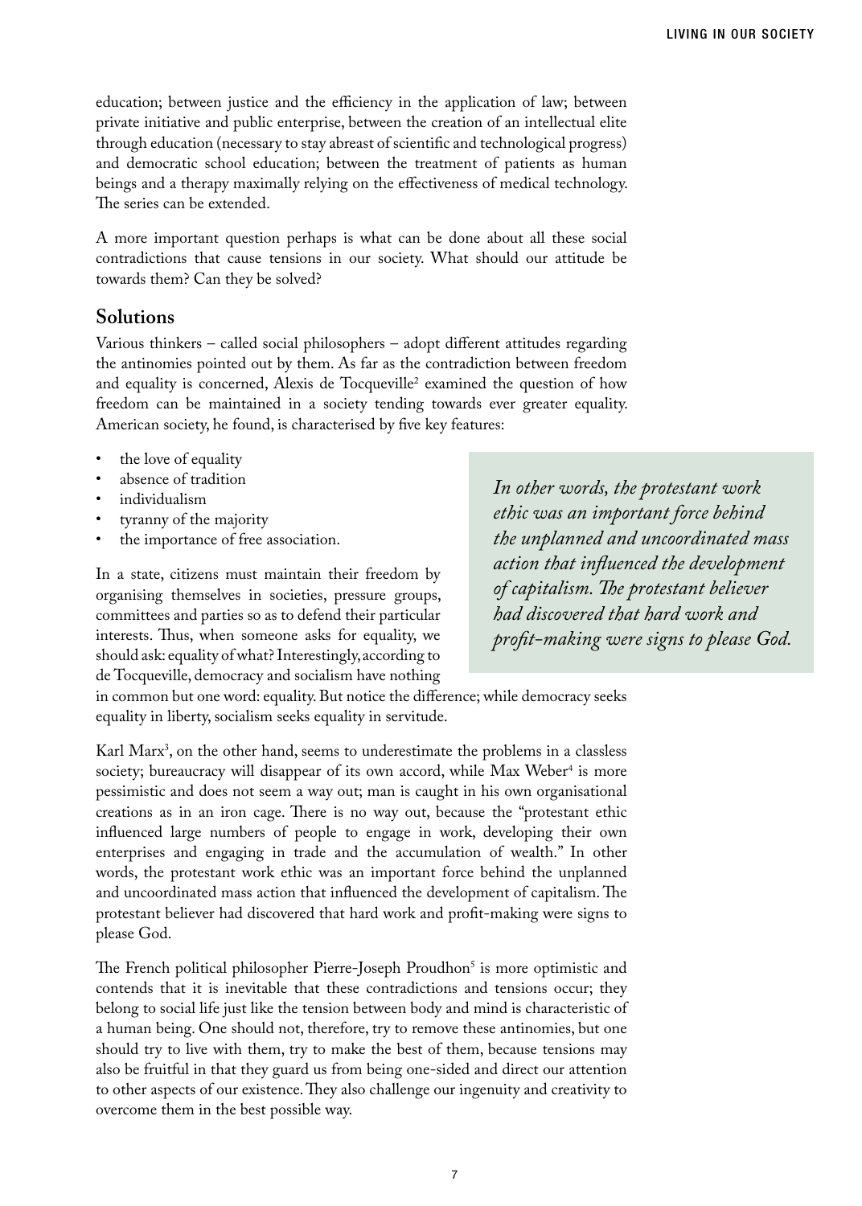education; between justice and the efficiency in the application of law; between private initiative and public enterprise, between the creation of an intellectual elite through education (necessary to stay abreast of scientific and technological progress) and democratic school education; between the treatment of patients as human beings and a therapy maximally relying on the effectiveness of medical technology. The series can be extended.

A more important question perhaps is what can be done about all these social contradictions that cause tensions in our society. What should our attitude be towards them? Can they be solved?

## Solutions

Various thinkers – called social philosophers – adopt different attitudes regarding the antinomies pointed out by them. As far as the contradiction between freedom and equality is concerned, Alexis de Tocqueville[2] examined the question of how freedom can be maintained in a society tending towards ever greater equality. American society, he found, is characterised by five key features:

- the love of equality
- absence of tradition
- individualism
- tyranny of the majority
- the importance of free association.

In a state, citizens must maintain their freedom by organising themselves in societies, pressure groups, committees and parties so as to defend their particular interests. Thus, when someone asks for equality, we should ask: equality of what? Interestingly, according to de Tocqueville, democracy and socialism have nothing in common but one word: equality. But notice the difference; while democracy seeks equality in liberty, socialism seeks equality in servitude.

*In other words, the protestant work ethic was an important force behind the unplanned and uncoordinated mass action that influenced the development of capitalism. The protestant believer had discovered that hard work and profit-making were signs to please God.*

Karl Marx[3], on the other hand, seems to underestimate the problems in a classless society; bureaucracy will disappear of its own accord, while Max Weber[4] is more pessimistic and does not seem a way out; man is caught in his own organisational creations as in an iron cage. There is no way out, because the "protestant ethic influenced large numbers of people to engage in work, developing their own enterprises and engaging in trade and the accumulation of wealth." In other words, the protestant work ethic was an important force behind the unplanned and uncoordinated mass action that influenced the development of capitalism. The protestant believer had discovered that hard work and profit-making were signs to please God.

The French political philosopher Pierre-Joseph Proudhon[5] is more optimistic and contends that it is inevitable that these contradictions and tensions occur; they belong to social life just like the tension between body and mind is characteristic of a human being. One should not, therefore, try to remove these antinomies, but one should try to live with them, try to make the best of them, because tensions may also be fruitful in that they guard us from being one-sided and direct our attention to other aspects of our existence. They also challenge our ingenuity and creativity to overcome them in the best possible way.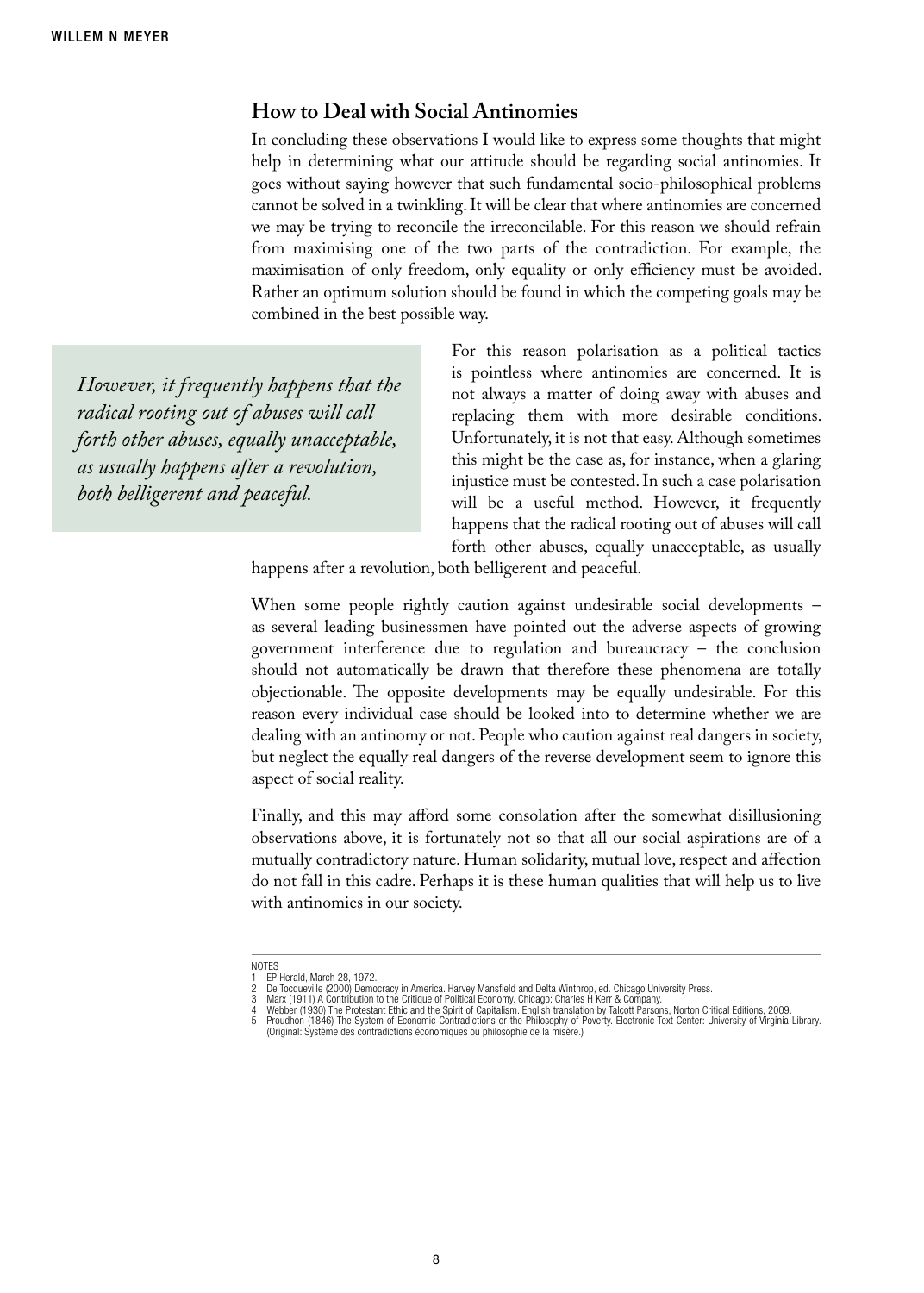## How to Deal with Social Antinomies

In concluding these observations I would like to express some thoughts that might help in determining what our attitude should be regarding social antinomies. It goes without saying however that such fundamental socio-philosophical problems cannot be solved in a twinkling. It will be clear that where antinomies are concerned we may be trying to reconcile the irreconcilable. For this reason we should refrain from maximising one of the two parts of the contradiction. For example, the maximisation of only freedom, only equality or only efficiency must be avoided. Rather an optimum solution should be found in which the competing goals may be combined in the best possible way.

> *However, it frequently happens that the radical rooting out of abuses will call forth other abuses, equally unacceptable, as usually happens after a revolution, both belligerent and peaceful.*

For this reason polarisation as a political tactics is pointless where antinomies are concerned. It is not always a matter of doing away with abuses and replacing them with more desirable conditions. Unfortunately, it is not that easy. Although sometimes this might be the case as, for instance, when a glaring injustice must be contested. In such a case polarisation will be a useful method. However, it frequently happens that the radical rooting out of abuses will call forth other abuses, equally unacceptable, as usually happens after a revolution, both belligerent and peaceful.

When some people rightly caution against undesirable social developments – as several leading businessmen have pointed out the adverse aspects of growing government interference due to regulation and bureaucracy – the conclusion should not automatically be drawn that therefore these phenomena are totally objectionable. The opposite developments may be equally undesirable. For this reason every individual case should be looked into to determine whether we are dealing with an antinomy or not. People who caution against real dangers in society, but neglect the equally real dangers of the reverse development seem to ignore this aspect of social reality.

Finally, and this may afford some consolation after the somewhat disillusioning observations above, it is fortunately not so that all our social aspirations are of a mutually contradictory nature. Human solidarity, mutual love, respect and affection do not fall in this cadre. Perhaps it is these human qualities that will help us to live with antinomies in our society.

---

NOTES

1 EP Herald, March 28, 1972.
2 De Tocqueville (2000) Democracy in America. Harvey Mansfield and Delta Winthrop, ed. Chicago University Press.
3 Marx (1911) A Contribution to the Critique of Political Economy. Chicago: Charles H Kerr & Company.
4 Webber (1930) The Protestant Ethic and the Spirit of Capitalism. English translation by Talcott Parsons, Norton Critical Editions, 2009.
5 Proudhon (1846) The System of Economic Contradictions or the Philosophy of Poverty. Electronic Text Center: University of Virginia Library. (Original: Système des contradictions économiques ou philosophie de la misère.)